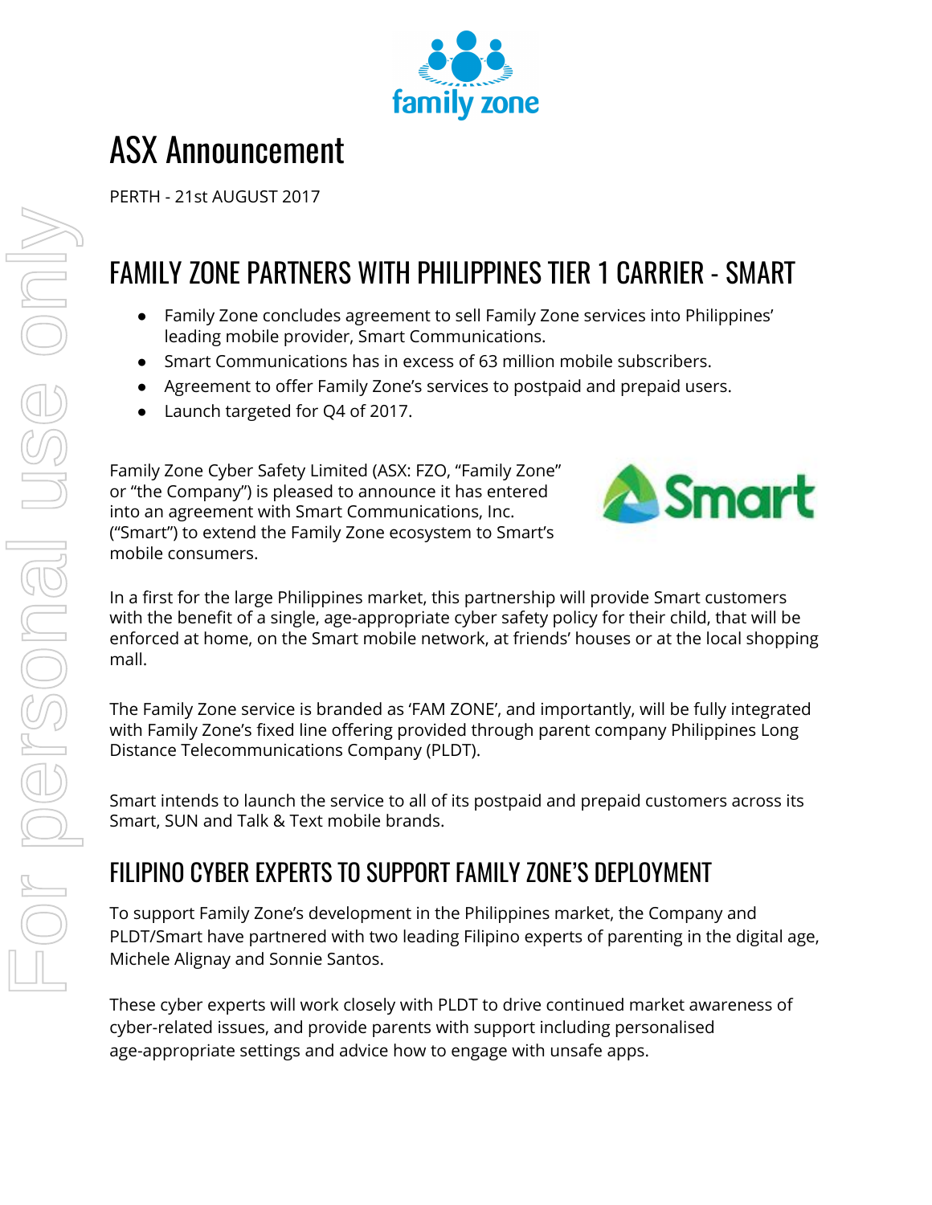# ASX Announcement

PERTH - 21st AUGUST 2017

## FAMILY ZONE PARTNERS WITH PHILIPPINES TIER 1 CARRIER - SMART

- Family Zone concludes agreement to sell Family Zone services into Philippines' leading mobile provider, Smart Communications.
- Smart Communications has in excess of 63 million mobile subscribers.
- Agreement to offer Family Zone's services to postpaid and prepaid users.
- Launch targeted for Q4 of 2017.

Family Zone Cyber Safety Limited (ASX: FZO, "Family Zone" or "the Company") is pleased to announce it has entered into an agreement with Smart Communications, Inc. ("Smart") to extend the Family Zone ecosystem to Smart's mobile consumers.

In a first for the large Philippines market, this partnership will provide Smart customers with the benefit of a single, age-appropriate cyber safety policy for their child, that will be enforced at home, on the Smart mobile network, at friends' houses or at the local shopping mall.

The Family Zone service is branded as 'FAM ZONE', and importantly, will be fully integrated with Family Zone's fixed line offering provided through parent company Philippines Long Distance Telecommunications Company (PLDT).

Smart intends to launch the service to all of its postpaid and prepaid customers across its Smart, SUN and Talk & Text mobile brands.

## FILIPINO CYBER EXPERTS TO SUPPORT FAMILY ZONE'S DEPLOYMENT

To support Family Zone's development in the Philippines market, the Company and PLDT/Smart have partnered with two leading Filipino experts of parenting in the digital age, Michele Alignay and Sonnie Santos.

These cyber experts will work closely with PLDT to drive continued market awareness of cyber-related issues, and provide parents with support including personalised age-appropriate settings and advice how to engage with unsafe apps.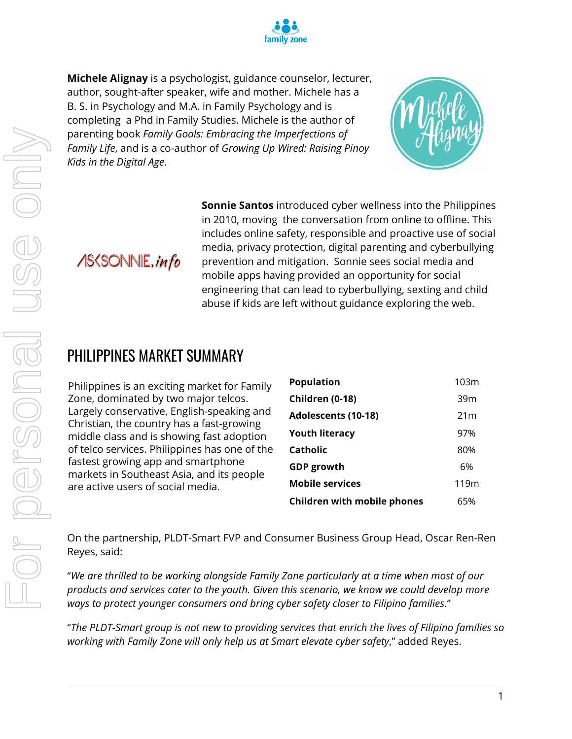**Michele Alignay** is a psychologist, guidance counselor, lecturer, author, sought-after speaker, wife and mother. Michele has a B. S. in Psychology and M.A. in Family Psychology and is completing a Phd in Family Studies. Michele is the author of parenting book *Family Goals: Embracing the Imperfections of Family Life*, and is a co-author of *Growing Up Wired: Raising Pinoy Kids in the Digital Age*.

**Sonnie Santos** introduced cyber wellness into the Philippines in 2010, moving the conversation from online to offline. This includes online safety, responsible and proactive use of social media, privacy protection, digital parenting and cyberbullying prevention and mitigation. Sonnie sees social media and mobile apps having provided an opportunity for social engineering that can lead to cyberbullying, sexting and child abuse if kids are left without guidance exploring the web.

## PHILIPPINES MARKET SUMMARY

Philippines is an exciting market for Family Zone, dominated by two major telcos. Largely conservative, English-speaking and Christian, the country has a fast-growing middle class and is showing fast adoption of telco services. Philippines has one of the fastest growing app and smartphone markets in Southeast Asia, and its people are active users of social media.

| | |
|---|---|
| **Population** | 103m |
| **Children (0-18)** | 39m |
| **Adolescents (10-18)** | 21m |
| **Youth literacy** | 97% |
| **Catholic** | 80% |
| **GDP growth** | 6% |
| **Mobile services** | 119m |
| **Children with mobile phones** | 65% |

On the partnership, PLDT-Smart FVP and Consumer Business Group Head, Oscar Ren-Ren Reyes, said:

"*We are thrilled to be working alongside Family Zone particularly at a time when most of our products and services cater to the youth. Given this scenario, we know we could develop more ways to protect younger consumers and bring cyber safety closer to Filipino families*."

"*The PLDT-Smart group is not new to providing services that enrich the lives of Filipino families so working with Family Zone will only help us at Smart elevate cyber safety*," added Reyes.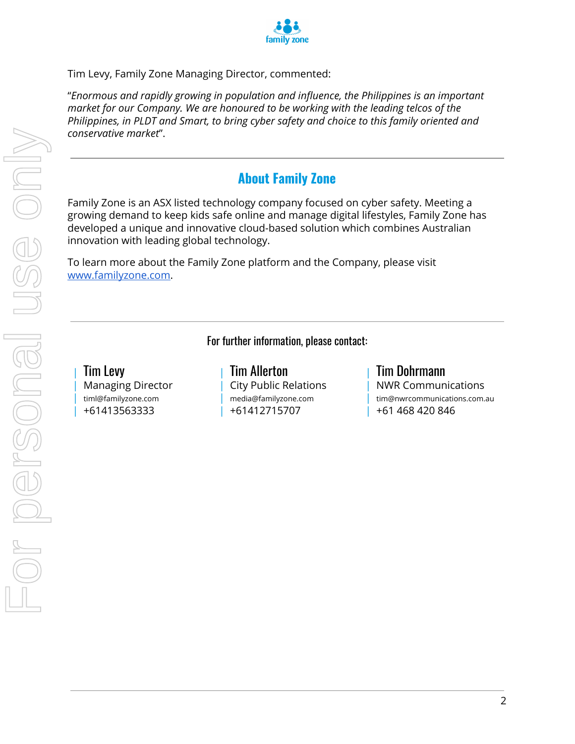Tim Levy, Family Zone Managing Director, commented:

"*Enormous and rapidly growing in population and influence, the Philippines is an important market for our Company. We are honoured to be working with the leading telcos of the Philippines, in PLDT and Smart, to bring cyber safety and choice to this family oriented and conservative market*".

---

## About Family Zone

Family Zone is an ASX listed technology company focused on cyber safety. Meeting a growing demand to keep kids safe online and manage digital lifestyles, Family Zone has developed a unique and innovative cloud-based solution which combines Australian innovation with leading global technology.

To learn more about the Family Zone platform and the Company, please visit [www.familyzone.com](http://www.familyzone.com).

---

### For further information, please contact:

**Tim Levy**
Managing Director
timl@familyzone.com
+61413563333

**Tim Allerton**
City Public Relations
media@familyzone.com
+61412715707

**Tim Dohrmann**
NWR Communications
tim@nwrcommunications.com.au
+61 468 420 846